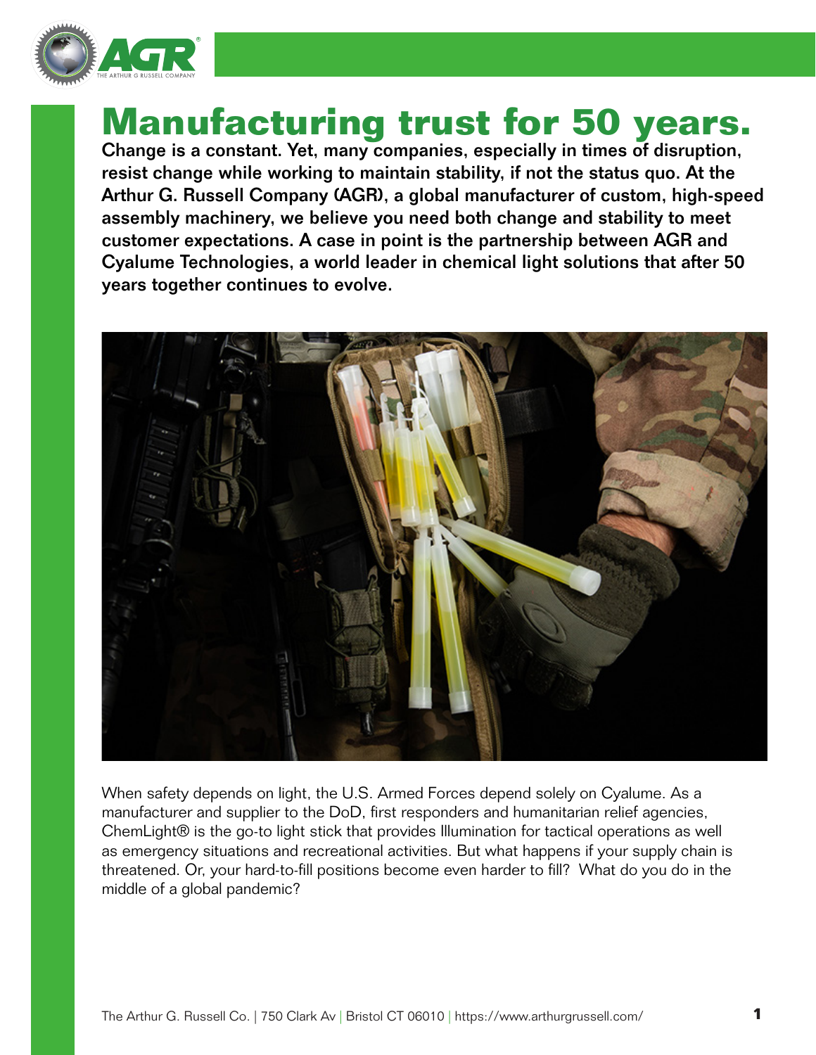# Manufacturing trust for 50 years.

**Change is a constant. Yet, many companies, especially in times of disruption, resist change while working to maintain stability, if not the status quo. At the Arthur G. Russell Company (AGR), a global manufacturer of custom, high-speed assembly machinery, we believe you need both change and stability to meet customer expectations. A case in point is the partnership between AGR and Cyalume Technologies, a world leader in chemical light solutions that after 50 years together continues to evolve.**

When safety depends on light, the U.S. Armed Forces depend solely on Cyalume. As a manufacturer and supplier to the DoD, first responders and humanitarian relief agencies, ChemLight® is the go-to light stick that provides Illumination for tactical operations as well as emergency situations and recreational activities. But what happens if your supply chain is threatened. Or, your hard-to-fill positions become even harder to fill? What do you do in the middle of a global pandemic?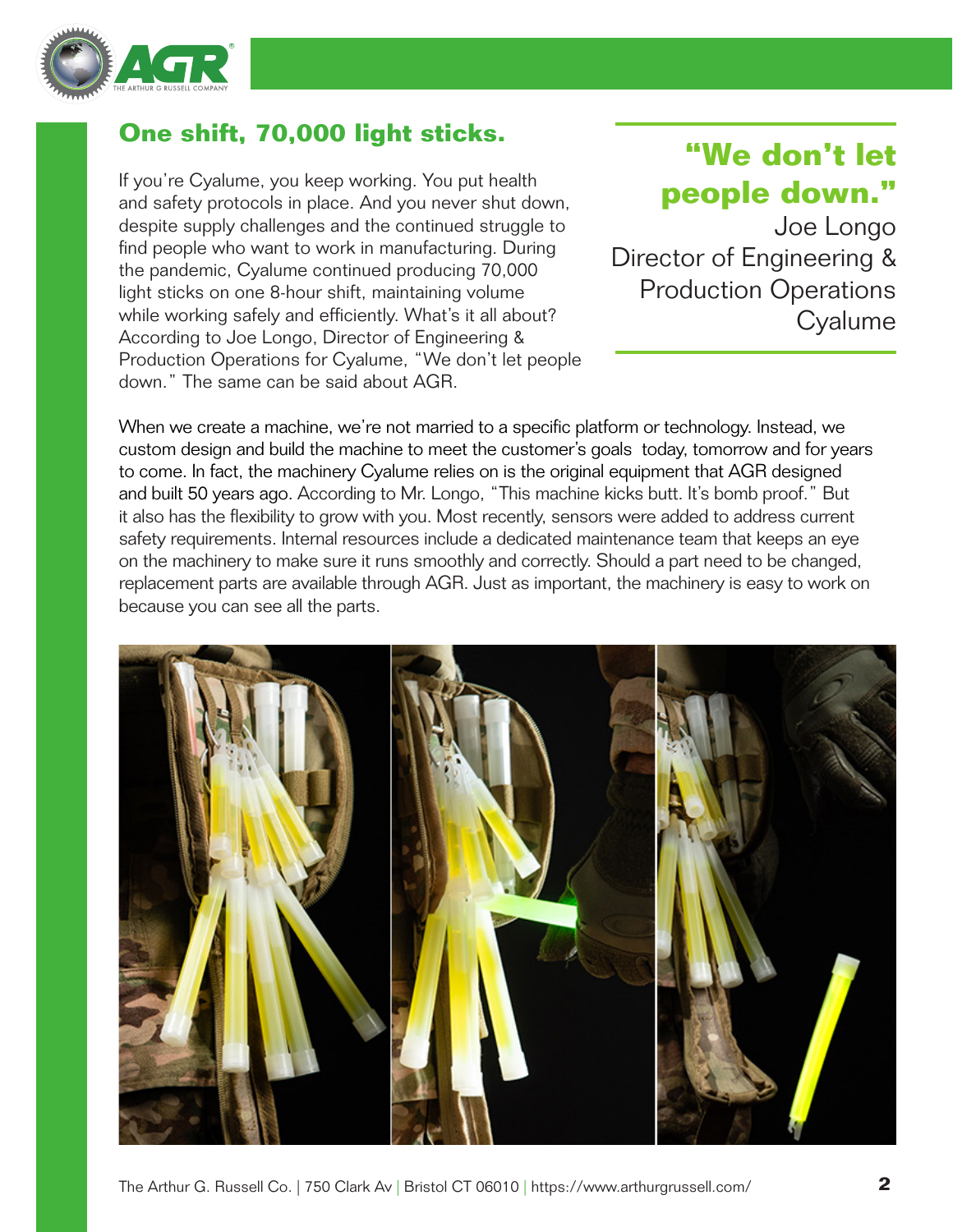## One shift, 70,000 light sticks.

If you're Cyalume, you keep working. You put health and safety protocols in place. And you never shut down, despite supply challenges and the continued struggle to find people who want to work in manufacturing. During the pandemic, Cyalume continued producing 70,000 light sticks on one 8-hour shift, maintaining volume while working safely and efficiently. What's it all about? According to Joe Longo, Director of Engineering & Production Operations for Cyalume, "We don't let people down." The same can be said about AGR.

> **"We don't let people down."**
> Joe Longo
> Director of Engineering & Production Operations
> Cyalume

When we create a machine, we're not married to a specific platform or technology. Instead, we custom design and build the machine to meet the customer's goals today, tomorrow and for years to come. In fact, the machinery Cyalume relies on is the original equipment that AGR designed and built 50 years ago. According to Mr. Longo, "This machine kicks butt. It's bomb proof." But it also has the flexibility to grow with you. Most recently, sensors were added to address current safety requirements. Internal resources include a dedicated maintenance team that keeps an eye on the machinery to make sure it runs smoothly and correctly. Should a part need to be changed, replacement parts are available through AGR. Just as important, the machinery is easy to work on because you can see all the parts.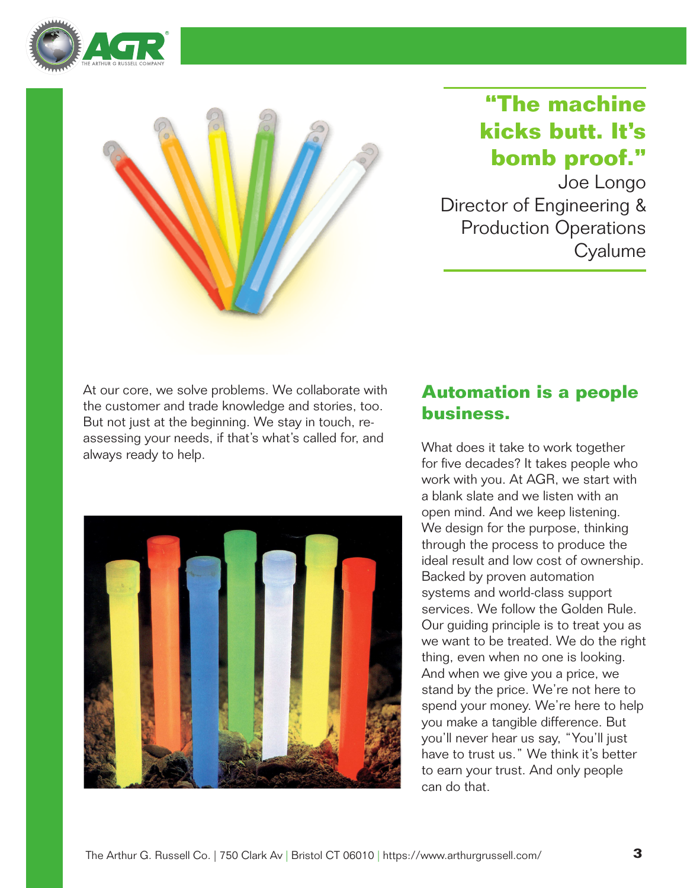**"The machine kicks butt. It's bomb proof."**

Joe Longo
Director of Engineering & Production Operations
Cyalume

At our core, we solve problems. We collaborate with the customer and trade knowledge and stories, too. But not just at the beginning. We stay in touch, re-assessing your needs, if that's what's called for, and always ready to help.

## Automation is a people business.

What does it take to work together for five decades? It takes people who work with you. At AGR, we start with a blank slate and we listen with an open mind. And we keep listening. We design for the purpose, thinking through the process to produce the ideal result and low cost of ownership. Backed by proven automation systems and world-class support services. We follow the Golden Rule. Our guiding principle is to treat you as we want to be treated. We do the right thing, even when no one is looking. And when we give you a price, we stand by the price. We're not here to spend your money. We're here to help you make a tangible difference. But you'll never hear us say, "You'll just have to trust us." We think it's better to earn your trust. And only people can do that.

The Arthur G. Russell Co. | 750 Clark Av | Bristol CT 06010 | https://www.arthurgrussell.com/